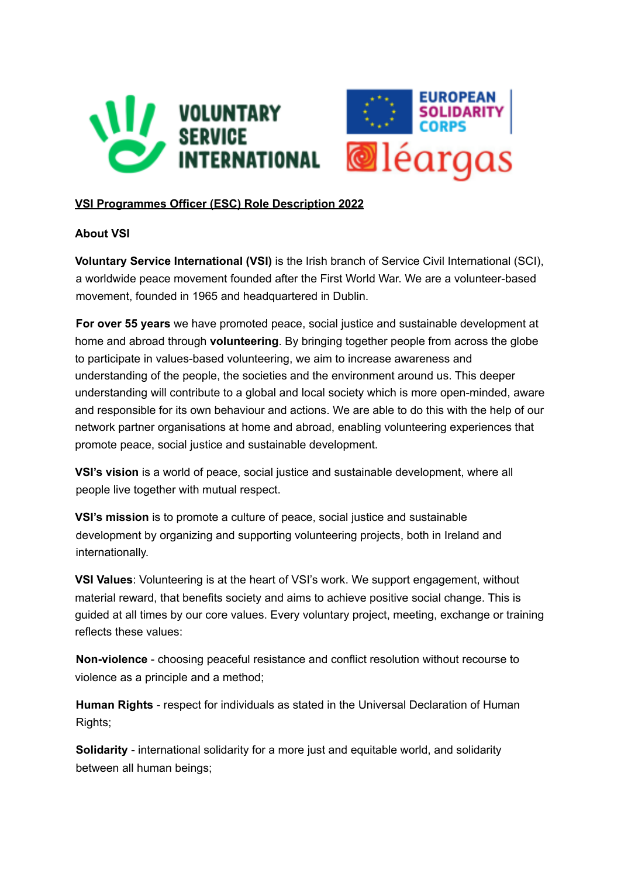**VSI Programmes Officer (ESC) Role Description 2022**

**About VSI**

**Voluntary Service International (VSI)** is the Irish branch of Service Civil International (SCI), a worldwide peace movement founded after the First World War. We are a volunteer-based movement, founded in 1965 and headquartered in Dublin.

**For over 55 years** we have promoted peace, social justice and sustainable development at home and abroad through **volunteering**. By bringing together people from across the globe to participate in values-based volunteering, we aim to increase awareness and understanding of the people, the societies and the environment around us. This deeper understanding will contribute to a global and local society which is more open-minded, aware and responsible for its own behaviour and actions. We are able to do this with the help of our network partner organisations at home and abroad, enabling volunteering experiences that promote peace, social justice and sustainable development.

**VSI's vision** is a world of peace, social justice and sustainable development, where all people live together with mutual respect.

**VSI's mission** is to promote a culture of peace, social justice and sustainable development by organizing and supporting volunteering projects, both in Ireland and internationally.

**VSI Values**: Volunteering is at the heart of VSI's work. We support engagement, without material reward, that benefits society and aims to achieve positive social change. This is guided at all times by our core values. Every voluntary project, meeting, exchange or training reflects these values:

**Non-violence** - choosing peaceful resistance and conflict resolution without recourse to violence as a principle and a method;

**Human Rights** - respect for individuals as stated in the Universal Declaration of Human Rights;

**Solidarity** - international solidarity for a more just and equitable world, and solidarity between all human beings;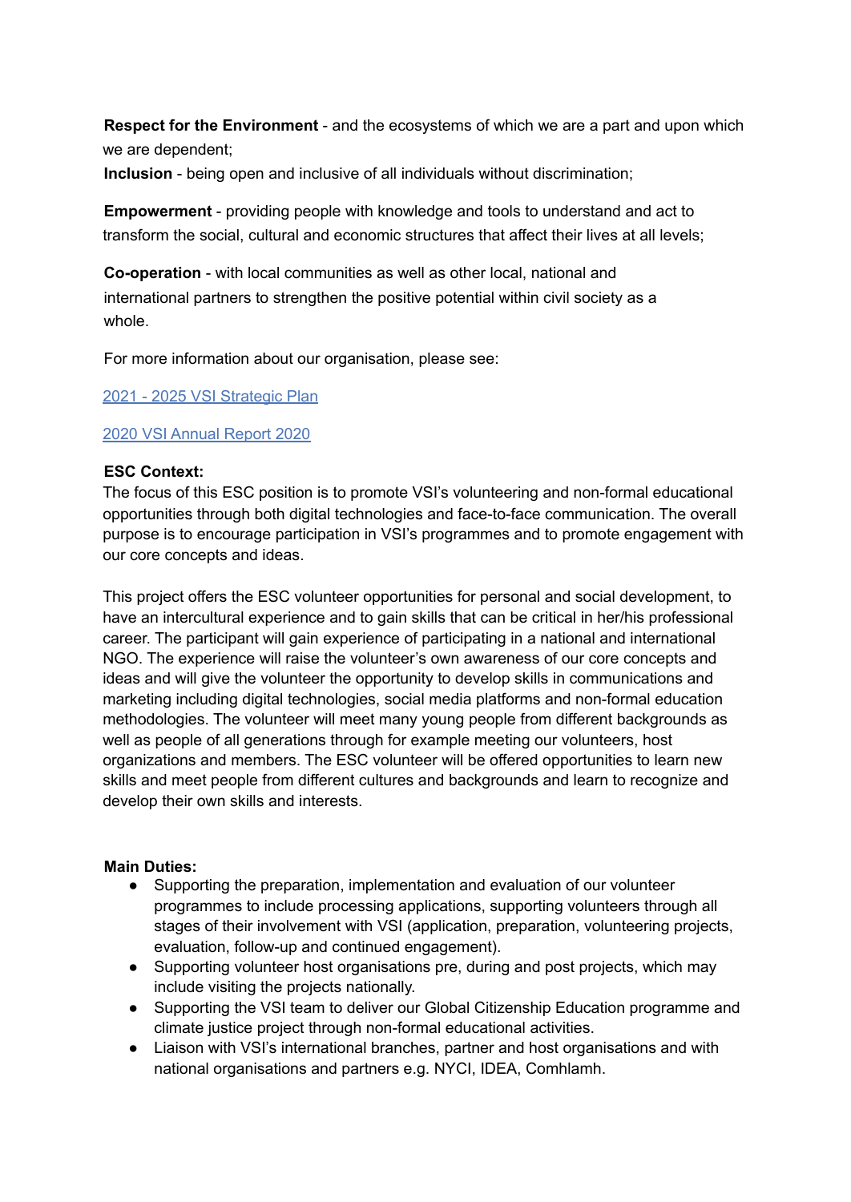**Respect for the Environment** - and the ecosystems of which we are a part and upon which we are dependent;

**Inclusion** - being open and inclusive of all individuals without discrimination;

**Empowerment** - providing people with knowledge and tools to understand and act to transform the social, cultural and economic structures that affect their lives at all levels;

**Co-operation** - with local communities as well as other local, national and international partners to strengthen the positive potential within civil society as a whole.

For more information about our organisation, please see:

2021 - 2025 VSI Strategic Plan

2020 VSI Annual Report 2020

**ESC Context:**

The focus of this ESC position is to promote VSI's volunteering and non-formal educational opportunities through both digital technologies and face-to-face communication. The overall purpose is to encourage participation in VSI's programmes and to promote engagement with our core concepts and ideas.

This project offers the ESC volunteer opportunities for personal and social development, to have an intercultural experience and to gain skills that can be critical in her/his professional career. The participant will gain experience of participating in a national and international NGO. The experience will raise the volunteer's own awareness of our core concepts and ideas and will give the volunteer the opportunity to develop skills in communications and marketing including digital technologies, social media platforms and non-formal education methodologies. The volunteer will meet many young people from different backgrounds as well as people of all generations through for example meeting our volunteers, host organizations and members. The ESC volunteer will be offered opportunities to learn new skills and meet people from different cultures and backgrounds and learn to recognize and develop their own skills and interests.

**Main Duties:**

- Supporting the preparation, implementation and evaluation of our volunteer programmes to include processing applications, supporting volunteers through all stages of their involvement with VSI (application, preparation, volunteering projects, evaluation, follow-up and continued engagement).
- Supporting volunteer host organisations pre, during and post projects, which may include visiting the projects nationally.
- Supporting the VSI team to deliver our Global Citizenship Education programme and climate justice project through non-formal educational activities.
- Liaison with VSI's international branches, partner and host organisations and with national organisations and partners e.g. NYCI, IDEA, Comhlamh.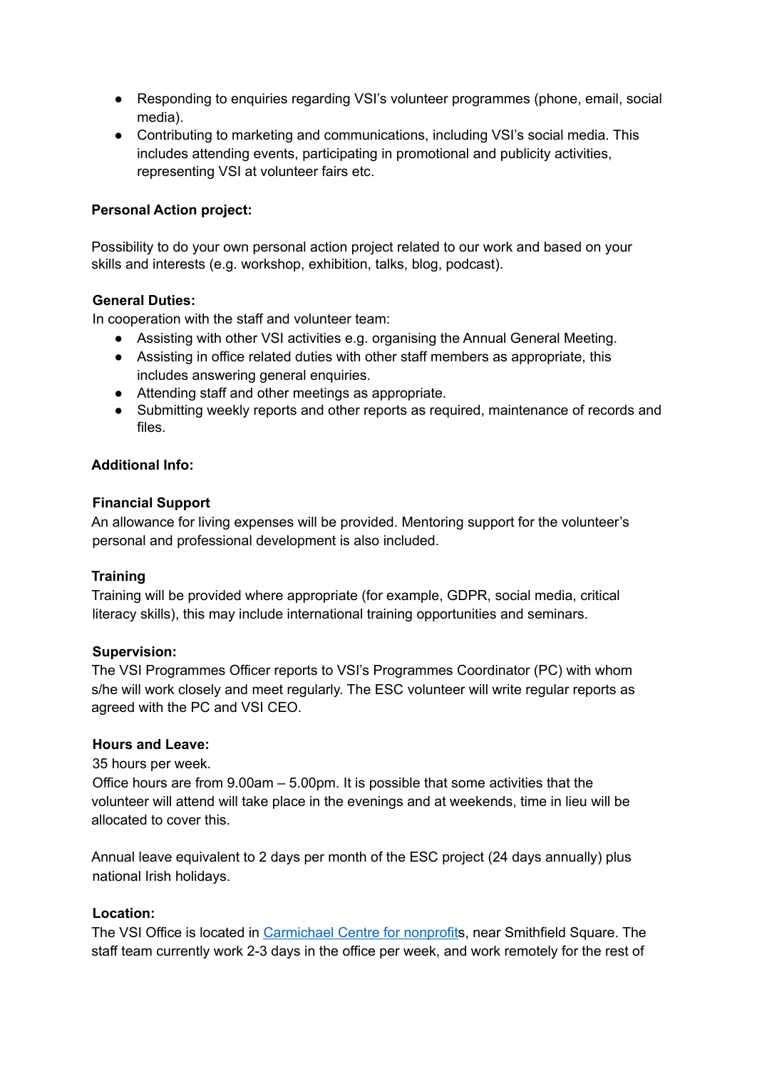- Responding to enquiries regarding VSI's volunteer programmes (phone, email, social media).
- Contributing to marketing and communications, including VSI's social media. This includes attending events, participating in promotional and publicity activities, representing VSI at volunteer fairs etc.

**Personal Action project:**

Possibility to do your own personal action project related to our work and based on your skills and interests (e.g. workshop, exhibition, talks, blog, podcast).

**General Duties:**

In cooperation with the staff and volunteer team:

- Assisting with other VSI activities e.g. organising the Annual General Meeting.
- Assisting in office related duties with other staff members as appropriate, this includes answering general enquiries.
- Attending staff and other meetings as appropriate.
- Submitting weekly reports and other reports as required, maintenance of records and files.

**Additional Info:**

**Financial Support**

An allowance for living expenses will be provided. Mentoring support for the volunteer's personal and professional development is also included.

**Training**

Training will be provided where appropriate (for example, GDPR, social media, critical literacy skills), this may include international training opportunities and seminars.

**Supervision:**

The VSI Programmes Officer reports to VSI's Programmes Coordinator (PC) with whom s/he will work closely and meet regularly. The ESC volunteer will write regular reports as agreed with the PC and VSI CEO.

**Hours and Leave:**

35 hours per week.

Office hours are from 9.00am – 5.00pm. It is possible that some activities that the volunteer will attend will take place in the evenings and at weekends, time in lieu will be allocated to cover this.

Annual leave equivalent to 2 days per month of the ESC project (24 days annually) plus national Irish holidays.

**Location:**

The VSI Office is located in Carmichael Centre for nonprofits, near Smithfield Square. The staff team currently work 2-3 days in the office per week, and work remotely for the rest of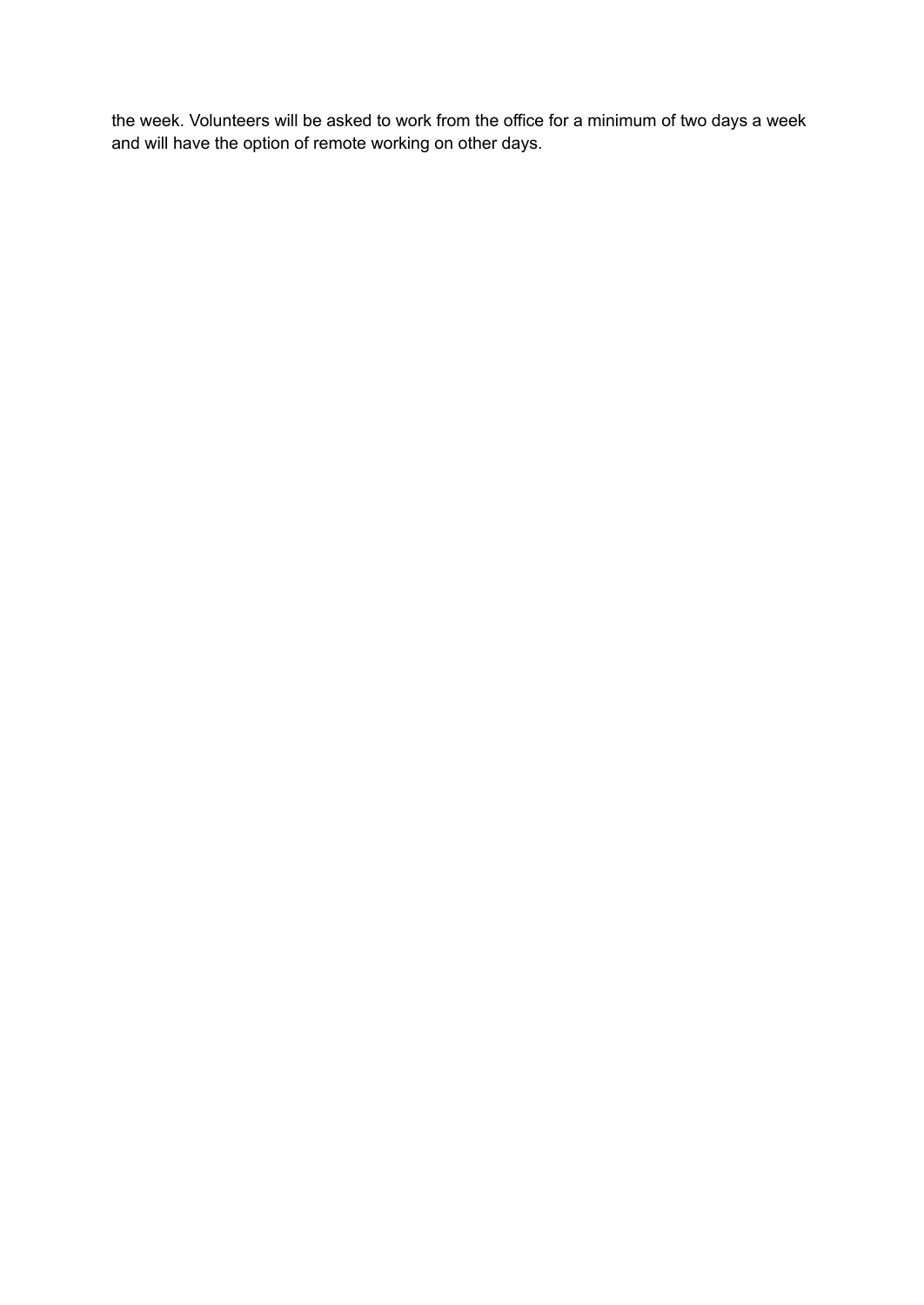the week. Volunteers will be asked to work from the office for a minimum of two days a week and will have the option of remote working on other days.